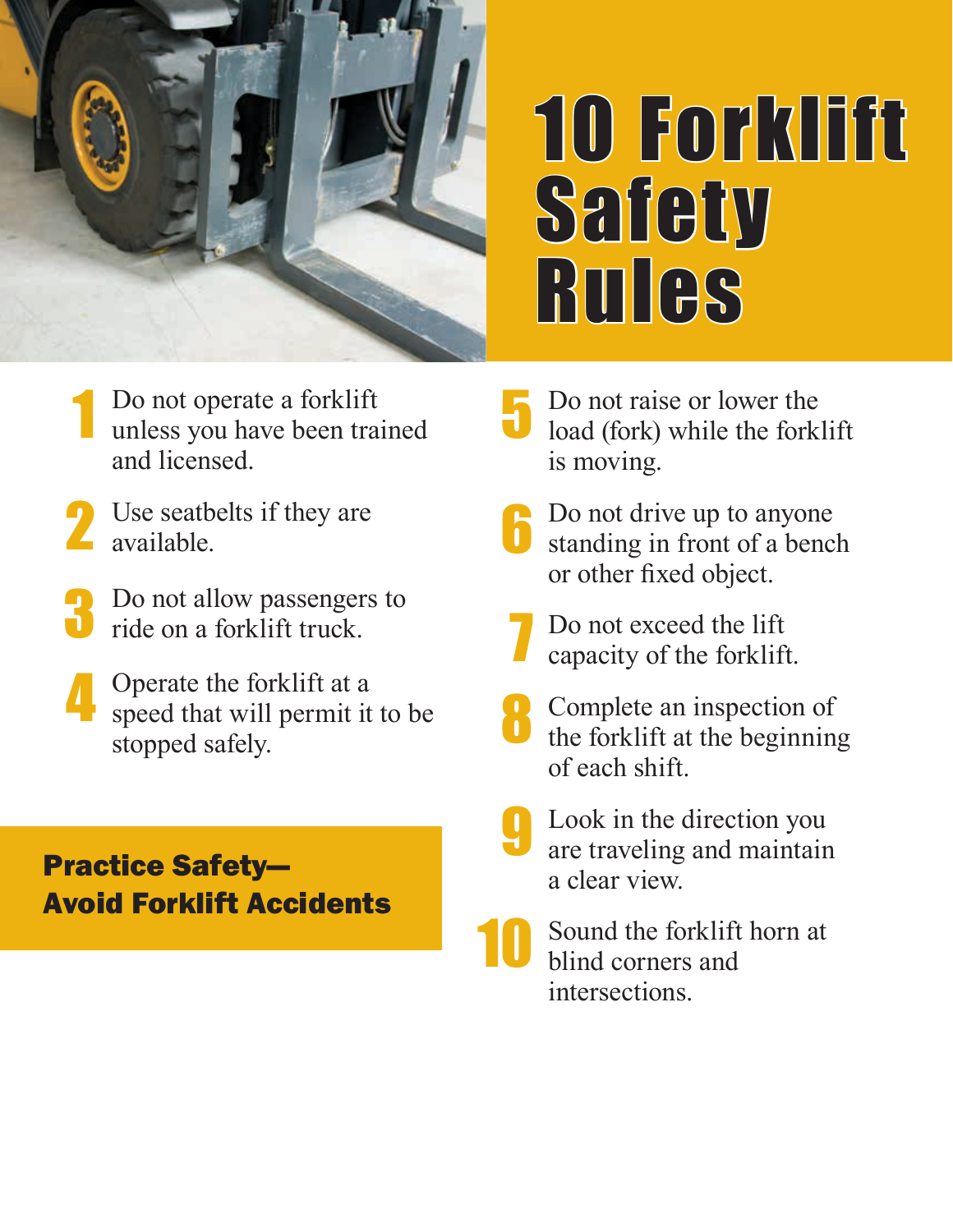# 10 Forklift Safety Rules

1. Do not operate a forklift unless you have been trained and licensed.
2. Use seatbelts if they are available.
3. Do not allow passengers to ride on a forklift truck.
4. Operate the forklift at a speed that will permit it to be stopped safely.
5. Do not raise or lower the load (fork) while the forklift is moving.
6. Do not drive up to anyone standing in front of a bench or other fixed object.
7. Do not exceed the lift capacity of the forklift.
8. Complete an inspection of the forklift at the beginning of each shift.
9. Look in the direction you are traveling and maintain a clear view.
10. Sound the forklift horn at blind corners and intersections.

**Practice Safety—Avoid Forklift Accidents**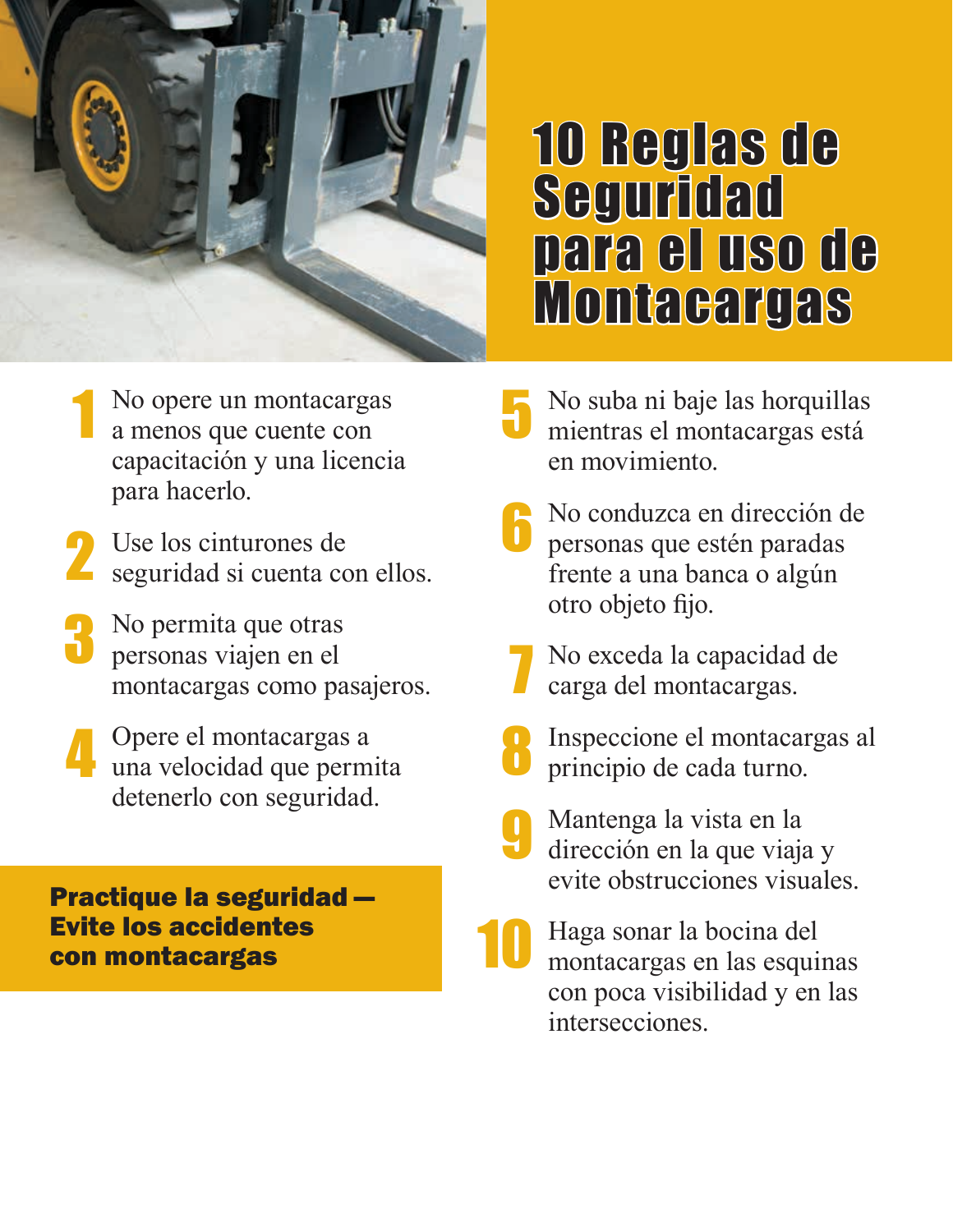# 10 Reglas de Seguridad para el uso de Montacargas

1. No opere un montacargas a menos que cuente con capacitación y una licencia para hacerlo.
2. Use los cinturones de seguridad si cuenta con ellos.
3. No permita que otras personas viajen en el montacargas como pasajeros.
4. Opere el montacargas a una velocidad que permita detenerlo con seguridad.
5. No suba ni baje las horquillas mientras el montacargas está en movimiento.
6. No conduzca en dirección de personas que estén paradas frente a una banca o algún otro objeto fijo.
7. No exceda la capacidad de carga del montacargas.
8. Inspeccione el montacargas al principio de cada turno.
9. Mantenga la vista en la dirección en la que viaja y evite obstrucciones visuales.
10. Haga sonar la bocina del montacargas en las esquinas con poca visibilidad y en las intersecciones.

**Practique la seguridad — Evite los accidentes con montacargas**